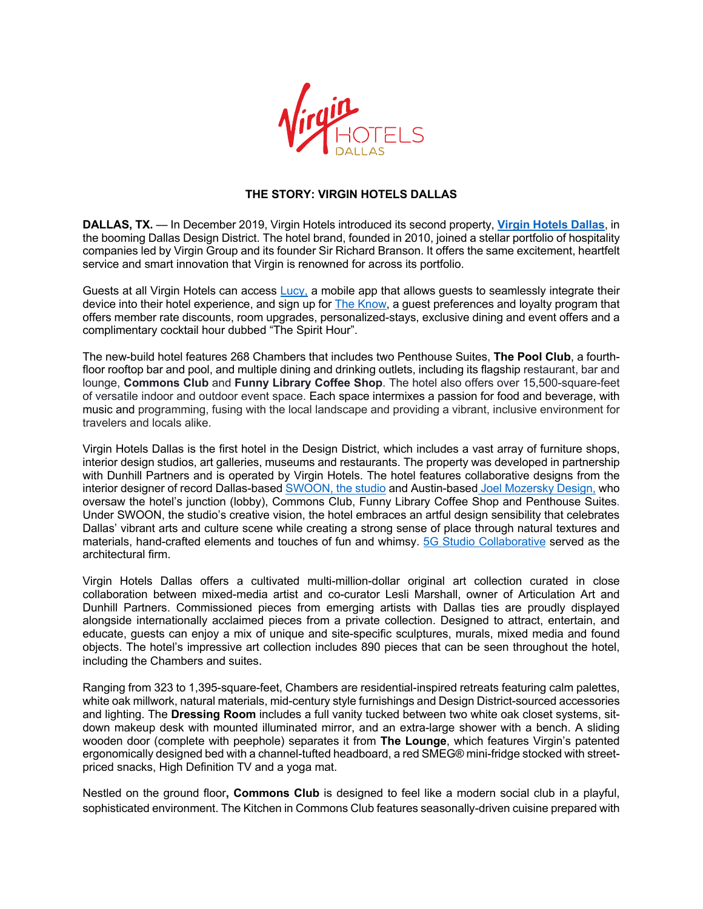# THE STORY: VIRGIN HOTELS DALLAS

**DALLAS, TX.** — In December 2019, Virgin Hotels introduced its second property, **Virgin Hotels Dallas**, in the booming Dallas Design District. The hotel brand, founded in 2010, joined a stellar portfolio of hospitality companies led by Virgin Group and its founder Sir Richard Branson. It offers the same excitement, heartfelt service and smart innovation that Virgin is renowned for across its portfolio.

Guests at all Virgin Hotels can access Lucy, a mobile app that allows guests to seamlessly integrate their device into their hotel experience, and sign up for The Know, a guest preferences and loyalty program that offers member rate discounts, room upgrades, personalized-stays, exclusive dining and event offers and a complimentary cocktail hour dubbed "The Spirit Hour".

The new-build hotel features 268 Chambers that includes two Penthouse Suites, **The Pool Club**, a fourth-floor rooftop bar and pool, and multiple dining and drinking outlets, including its flagship restaurant, bar and lounge, **Commons Club** and **Funny Library Coffee Shop**. The hotel also offers over 15,500-square-feet of versatile indoor and outdoor event space. Each space intermixes a passion for food and beverage, with music and programming, fusing with the local landscape and providing a vibrant, inclusive environment for travelers and locals alike.

Virgin Hotels Dallas is the first hotel in the Design District, which includes a vast array of furniture shops, interior design studios, art galleries, museums and restaurants. The property was developed in partnership with Dunhill Partners and is operated by Virgin Hotels. The hotel features collaborative designs from the interior designer of record Dallas-based SWOON, the studio and Austin-based Joel Mozersky Design, who oversaw the hotel's junction (lobby), Commons Club, Funny Library Coffee Shop and Penthouse Suites. Under SWOON, the studio's creative vision, the hotel embraces an artful design sensibility that celebrates Dallas' vibrant arts and culture scene while creating a strong sense of place through natural textures and materials, hand-crafted elements and touches of fun and whimsy. 5G Studio Collaborative served as the architectural firm.

Virgin Hotels Dallas offers a cultivated multi-million-dollar original art collection curated in close collaboration between mixed-media artist and co-curator Lesli Marshall, owner of Articulation Art and Dunhill Partners. Commissioned pieces from emerging artists with Dallas ties are proudly displayed alongside internationally acclaimed pieces from a private collection. Designed to attract, entertain, and educate, guests can enjoy a mix of unique and site-specific sculptures, murals, mixed media and found objects. The hotel's impressive art collection includes 890 pieces that can be seen throughout the hotel, including the Chambers and suites.

Ranging from 323 to 1,395-square-feet, Chambers are residential-inspired retreats featuring calm palettes, white oak millwork, natural materials, mid-century style furnishings and Design District-sourced accessories and lighting. The **Dressing Room** includes a full vanity tucked between two white oak closet systems, sit-down makeup desk with mounted illuminated mirror, and an extra-large shower with a bench. A sliding wooden door (complete with peephole) separates it from **The Lounge**, which features Virgin's patented ergonomically designed bed with a channel-tufted headboard, a red SMEG® mini-fridge stocked with street-priced snacks, High Definition TV and a yoga mat.

Nestled on the ground floor**,** **Commons Club** is designed to feel like a modern social club in a playful, sophisticated environment. The Kitchen in Commons Club features seasonally-driven cuisine prepared with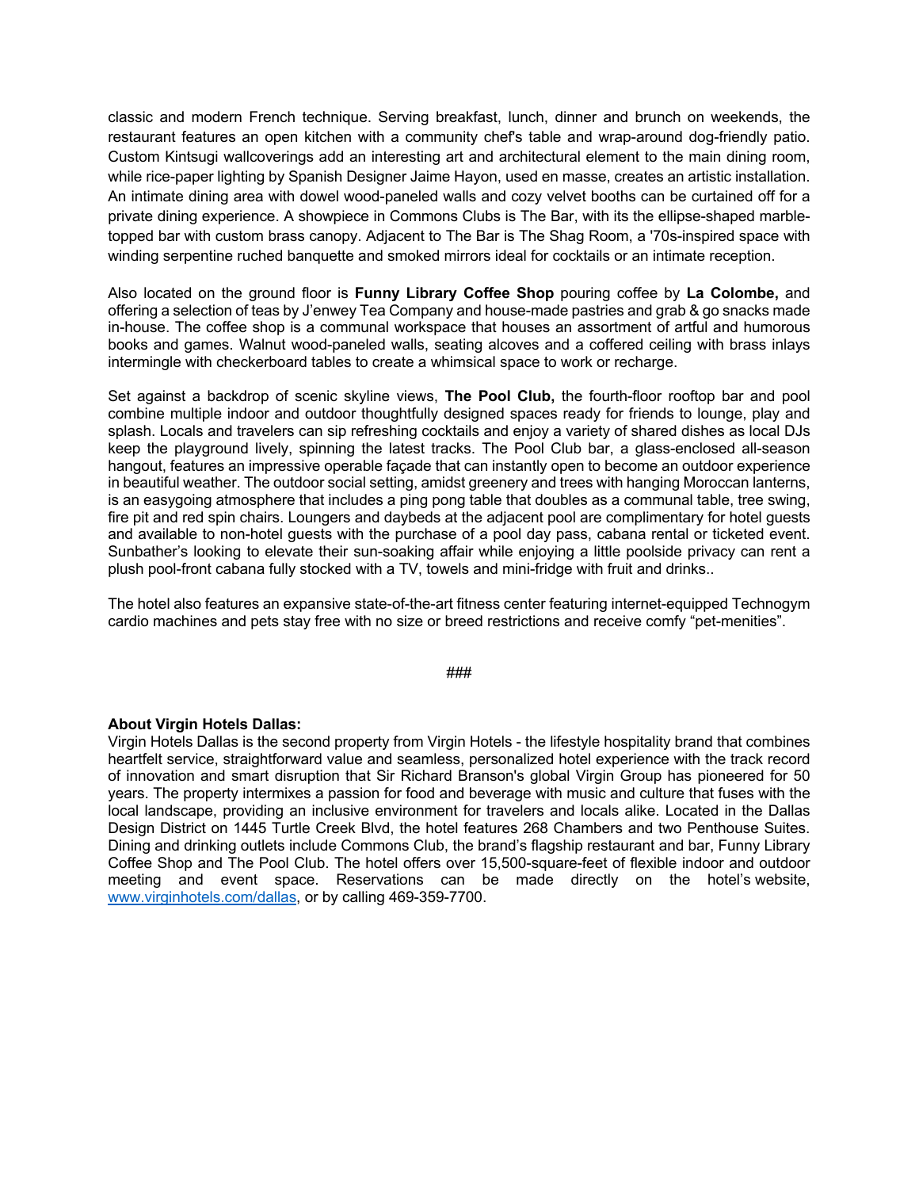classic and modern French technique. Serving breakfast, lunch, dinner and brunch on weekends, the restaurant features an open kitchen with a community chef's table and wrap-around dog-friendly patio. Custom Kintsugi wallcoverings add an interesting art and architectural element to the main dining room, while rice-paper lighting by Spanish Designer Jaime Hayon, used en masse, creates an artistic installation. An intimate dining area with dowel wood-paneled walls and cozy velvet booths can be curtained off for a private dining experience. A showpiece in Commons Clubs is The Bar, with its the ellipse-shaped marble-topped bar with custom brass canopy. Adjacent to The Bar is The Shag Room, a '70s-inspired space with winding serpentine ruched banquette and smoked mirrors ideal for cocktails or an intimate reception.

Also located on the ground floor is **Funny Library Coffee Shop** pouring coffee by **La Colombe,** and offering a selection of teas by J'enwey Tea Company and house-made pastries and grab & go snacks made in-house. The coffee shop is a communal workspace that houses an assortment of artful and humorous books and games. Walnut wood-paneled walls, seating alcoves and a coffered ceiling with brass inlays intermingle with checkerboard tables to create a whimsical space to work or recharge.

Set against a backdrop of scenic skyline views, **The Pool Club,** the fourth-floor rooftop bar and pool combine multiple indoor and outdoor thoughtfully designed spaces ready for friends to lounge, play and splash. Locals and travelers can sip refreshing cocktails and enjoy a variety of shared dishes as local DJs keep the playground lively, spinning the latest tracks. The Pool Club bar, a glass-enclosed all-season hangout, features an impressive operable façade that can instantly open to become an outdoor experience in beautiful weather. The outdoor social setting, amidst greenery and trees with hanging Moroccan lanterns, is an easygoing atmosphere that includes a ping pong table that doubles as a communal table, tree swing, fire pit and red spin chairs. Loungers and daybeds at the adjacent pool are complimentary for hotel guests and available to non-hotel guests with the purchase of a pool day pass, cabana rental or ticketed event. Sunbather's looking to elevate their sun-soaking affair while enjoying a little poolside privacy can rent a plush pool-front cabana fully stocked with a TV, towels and mini-fridge with fruit and drinks..

The hotel also features an expansive state-of-the-art fitness center featuring internet-equipped Technogym cardio machines and pets stay free with no size or breed restrictions and receive comfy "pet-menities".

###

**About Virgin Hotels Dallas:**
Virgin Hotels Dallas is the second property from Virgin Hotels - the lifestyle hospitality brand that combines heartfelt service, straightforward value and seamless, personalized hotel experience with the track record of innovation and smart disruption that Sir Richard Branson's global Virgin Group has pioneered for 50 years. The property intermixes a passion for food and beverage with music and culture that fuses with the local landscape, providing an inclusive environment for travelers and locals alike. Located in the Dallas Design District on 1445 Turtle Creek Blvd, the hotel features 268 Chambers and two Penthouse Suites. Dining and drinking outlets include Commons Club, the brand's flagship restaurant and bar, Funny Library Coffee Shop and The Pool Club. The hotel offers over 15,500-square-feet of flexible indoor and outdoor meeting and event space. Reservations can be made directly on the hotel's website, [www.virginhotels.com/dallas](www.virginhotels.com/dallas), or by calling 469-359-7700.